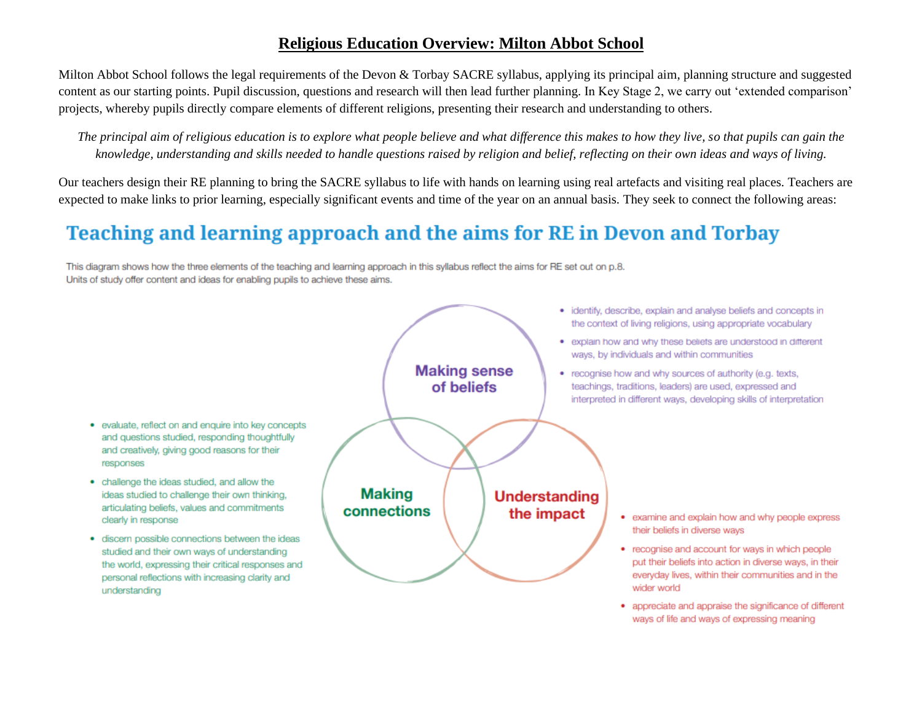# **Religious Education Overview: Milton Abbot School**

Milton Abbot School follows the legal requirements of the Devon & Torbay SACRE syllabus, applying its principal aim, planning structure and suggested content as our starting points. Pupil discussion, questions and research will then lead further planning. In Key Stage 2, we carry out 'extended comparison' projects, whereby pupils directly compare elements of different religions, presenting their research and understanding to others.

*The principal aim of religious education is to explore what people believe and what difference this makes to how they live, so that pupils can gain the knowledge, understanding and skills needed to handle questions raised by religion and belief, reflecting on their own ideas and ways of living.*

Our teachers design their RE planning to bring the SACRE syllabus to life with hands on learning using real artefacts and visiting real places. Teachers are expected to make links to prior learning, especially significant events and time of the year on an annual basis. They seek to connect the following areas:

## Teaching and learning approach and the aims for RE in Devon and Torbay

This diagram shows how the three elements of the teaching and learning approach in this syllabus reflect the aims for RE set out on p.8.
Units of study offer content and ideas for enabling pupils to achieve these aims.

**Making sense of beliefs**

- identify, describe, explain and analyse beliefs and concepts in the context of living religions, using appropriate vocabulary
- explain how and why these beliefs are understood in different ways, by individuals and within communities
- recognise how and why sources of authority (e.g. texts, teachings, traditions, leaders) are used, expressed and interpreted in different ways, developing skills of interpretation

**Making connections**

- evaluate, reflect on and enquire into key concepts and questions studied, responding thoughtfully and creatively, giving good reasons for their responses
- challenge the ideas studied, and allow the ideas studied to challenge their own thinking, articulating beliefs, values and commitments clearly in response
- discern possible connections between the ideas studied and their own ways of understanding the world, expressing their critical responses and personal reflections with increasing clarity and understanding

**Understanding the impact**

- examine and explain how and why people express their beliefs in diverse ways
- recognise and account for ways in which people put their beliefs into action in diverse ways, in their everyday lives, within their communities and in the wider world
- appreciate and appraise the significance of different ways of life and ways of expressing meaning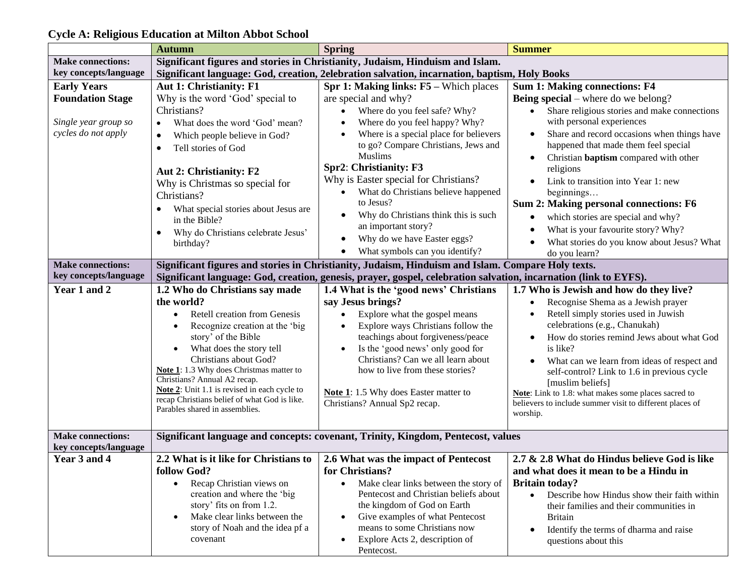# Cycle A: Religious Education at Milton Abbot School

| | Autumn | Spring | Summer |
|---|---|---|---|
| **Make connections: key concepts/language** | **Significant figures and stories in Christianity, Judaism, Hinduism and Islam.** **Significant language: God, creation, 2elebration salvation, incarnation, baptism, Holy Books** | | |
| **Early Years Foundation Stage** *Single year group so cycles do not apply* | **Aut 1: Christianity: F1** Why is the word 'God' special to Christians? <br>• What does the word 'God' mean? <br>• Which people believe in God? <br>• Tell stories of God <br><br>**Aut 2: Christianity: F2** Why is Christmas so special for Christians? <br>• What special stories about Jesus are in the Bible? <br>• Why do Christians celebrate Jesus' birthday? | **Spr 1: Making links: F5 –** Which places are special and why? <br>• Where do you feel safe? Why? <br>• Where do you feel happy? Why? <br>• Where is a special place for believers to go? Compare Christians, Jews and Muslims <br>**Spr2**: **Christianity: F3** Why is Easter special for Christians? <br>• What do Christians believe happened to Jesus? <br>• Why do Christians think this is such an important story? <br>• Why do we have Easter eggs? <br>• What symbols can you identify? | **Sum 1: Making connections: F4** **Being special** – where do we belong? <br>• Share religious stories and make connections with personal experiences <br>• Share and record occasions when things have happened that made them feel special <br>• Christian **baptism** compared with other religions <br>• Link to transition into Year 1: new beginnings… <br>**Sum 2: Making personal connections: F6** <br>• which stories are special and why? <br>• What is your favourite story? Why? <br>• What stories do you know about Jesus? What do you learn? |
| **Make connections: key concepts/language** | **Significant figures and stories in Christianity, Judaism, Hinduism and Islam. Compare Holy texts.** **Significant language: God, creation, genesis, prayer, gospel, celebration salvation, incarnation (link to EYFS).** | | |
| **Year 1 and 2** | **1.2 Who do Christians say made the world?** <br>• Retell creation from Genesis <br>• Recognize creation at the 'big story' of the Bible <br>• What does the story tell Christians about God? <br>**Note 1**: 1.3 Why does Christmas matter to Christians? Annual A2 recap. <br>**Note 2**: Unit 1.1 is revised in each cycle to recap Christians belief of what God is like. Parables shared in assemblies. | **1.4 What is the 'good news' Christians say Jesus brings?** <br>• Explore what the gospel means <br>• Explore ways Christians follow the teachings about forgiveness/peace <br>• Is the 'good news' only good for Christians? Can we all learn about how to live from these stories? <br><br>**Note 1**: 1.5 Why does Easter matter to Christians? Annual Sp2 recap. | **1.7 Who is Jewish and how do they live?** <br>• Recognise Shema as a Jewish prayer <br>• Retell simply stories used in Juwish celebrations (e.g., Chanukah) <br>• How do stories remind Jews about what God is like? <br>• What can we learn from ideas of respect and self-control? Link to 1.6 in previous cycle [muslim beliefs] <br>**Note**: Link to 1.8: what makes some places sacred to believers to include summer visit to different places of worship. |
| **Make connections: key concepts/language** | **Significant language and concepts: covenant, Trinity, Kingdom, Pentecost, values** | | |
| **Year 3 and 4** | **2.2 What is it like for Christians to follow God?** <br>• Recap Christian views on creation and where the 'big story' fits on from 1.2. <br>• Make clear links between the story of Noah and the idea pf a covenant | **2.6 What was the impact of Pentecost for Christians?** <br>• Make clear links between the story of Pentecost and Christian beliefs about the kingdom of God on Earth <br>• Give examples of what Pentecost means to some Christians now <br>• Explore Acts 2, description of Pentecost. | **2.7 & 2.8 What do Hindus believe God is like and what does it mean to be a Hindu in Britain today?** <br>• Describe how Hindus show their faith within their families and their communities in Britain <br>• Identify the terms of dharma and raise questions about this |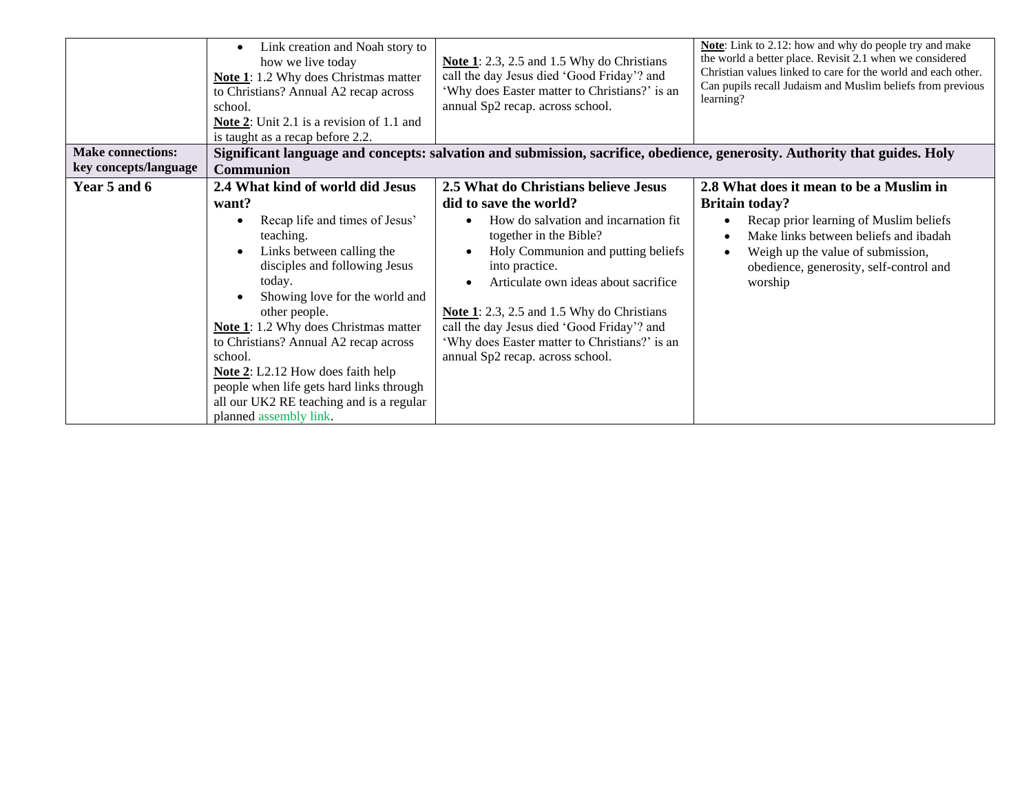| | | | |
|---|---|---|---|
| | • Link creation and Noah story to how we live today<br>**Note 1**: 1.2 Why does Christmas matter to Christians? Annual A2 recap across school.<br>**Note 2**: Unit 2.1 is a revision of 1.1 and is taught as a recap before 2.2. | **Note 1**: 2.3, 2.5 and 1.5 Why do Christians call the day Jesus died 'Good Friday'? and 'Why does Easter matter to Christians?' is an annual Sp2 recap. across school. | **Note**: Link to 2.12: how and why do people try and make the world a better place. Revisit 2.1 when we considered Christian values linked to care for the world and each other. Can pupils recall Judaism and Muslim beliefs from previous learning? |
| **Make connections: key concepts/language** | **Significant language and concepts: salvation and submission, sacrifice, obedience, generosity. Authority that guides. Holy Communion** | | |
| **Year 5 and 6** | **2.4 What kind of world did Jesus want?**<br>• Recap life and times of Jesus' teaching.<br>• Links between calling the disciples and following Jesus today.<br>• Showing love for the world and other people.<br>**Note 1**: 1.2 Why does Christmas matter to Christians? Annual A2 recap across school.<br>**Note 2**: L2.12 How does faith help people when life gets hard links through all our UK2 RE teaching and is a regular planned assembly link. | **2.5 What do Christians believe Jesus did to save the world?**<br>• How do salvation and incarnation fit together in the Bible?<br>• Holy Communion and putting beliefs into practice.<br>• Articulate own ideas about sacrifice<br>**Note 1**: 2.3, 2.5 and 1.5 Why do Christians call the day Jesus died 'Good Friday'? and 'Why does Easter matter to Christians?' is an annual Sp2 recap. across school. | **2.8 What does it mean to be a Muslim in Britain today?**<br>• Recap prior learning of Muslim beliefs<br>• Make links between beliefs and ibadah<br>• Weigh up the value of submission, obedience, generosity, self-control and worship |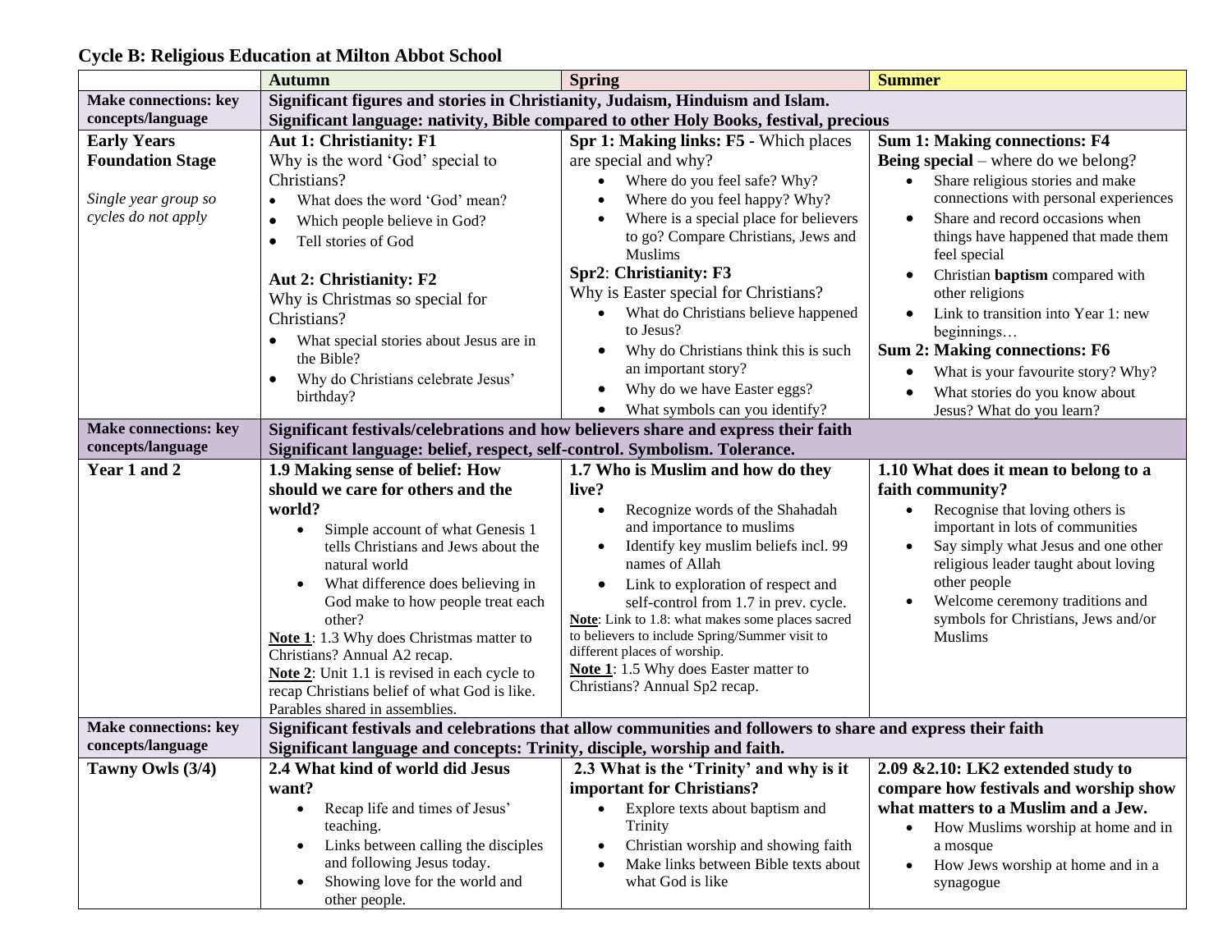# Cycle B: Religious Education at Milton Abbot School

| | Autumn | Spring | Summer |
|---|---|---|---|
| **Make connections: key concepts/language** | **Significant figures and stories in Christianity, Judaism, Hinduism and Islam.**<br>**Significant language: nativity, Bible compared to other Holy Books, festival, precious** | | |
| **Early Years Foundation Stage**<br><br>*Single year group so cycles do not apply* | **Aut 1: Christianity: F1**<br>Why is the word 'God' special to Christians?<br>• What does the word 'God' mean?<br>• Which people believe in God?<br>• Tell stories of God<br><br>**Aut 2: Christianity: F2**<br>Why is Christmas so special for Christians?<br>• What special stories about Jesus are in the Bible?<br>• Why do Christians celebrate Jesus' birthday? | **Spr 1: Making links: F5 -** Which places are special and why?<br>• Where do you feel safe? Why?<br>• Where do you feel happy? Why?<br>• Where is a special place for believers to go? Compare Christians, Jews and Muslims<br>**Spr2**: **Christianity: F3**<br>Why is Easter special for Christians?<br>• What do Christians believe happened to Jesus?<br>• Why do Christians think this is such an important story?<br>• Why do we have Easter eggs?<br>• What symbols can you identify? | **Sum 1: Making connections: F4**<br>**Being special** – where do we belong?<br>• Share religious stories and make connections with personal experiences<br>• Share and record occasions when things have happened that made them feel special<br>• Christian **baptism** compared with other religions<br>• Link to transition into Year 1: new beginnings…<br>**Sum 2: Making connections: F6**<br>• What is your favourite story? Why?<br>• What stories do you know about Jesus? What do you learn? |
| **Make connections: key concepts/language** | **Significant festivals/celebrations and how believers share and express their faith**<br>**Significant language: belief, respect, self-control. Symbolism. Tolerance.** | | |
| **Year 1 and 2** | **1.9 Making sense of belief: How should we care for others and the world?**<br>• Simple account of what Genesis 1 tells Christians and Jews about the natural world<br>• What difference does believing in God make to how people treat each other?<br>**Note 1**: 1.3 Why does Christmas matter to Christians? Annual A2 recap.<br>**Note 2**: Unit 1.1 is revised in each cycle to recap Christians belief of what God is like. Parables shared in assemblies. | **1.7 Who is Muslim and how do they live?**<br>• Recognize words of the Shahadah and importance to muslims<br>• Identify key muslim beliefs incl. 99 names of Allah<br>• Link to exploration of respect and self-control from 1.7 in prev. cycle.<br>**Note**: Link to 1.8: what makes some places sacred to believers to include Spring/Summer visit to different places of worship.<br>**Note 1**: 1.5 Why does Easter matter to Christians? Annual Sp2 recap. | **1.10 What does it mean to belong to a faith community?**<br>• Recognise that loving others is important in lots of communities<br>• Say simply what Jesus and one other religious leader taught about loving other people<br>• Welcome ceremony traditions and symbols for Christians, Jews and/or Muslims |
| **Make connections: key concepts/language** | **Significant festivals and celebrations that allow communities and followers to share and express their faith**<br>**Significant language and concepts: Trinity, disciple, worship and faith.** | | |
| **Tawny Owls (3/4)** | **2.4 What kind of world did Jesus want?**<br>• Recap life and times of Jesus' teaching.<br>• Links between calling the disciples and following Jesus today.<br>• Showing love for the world and other people. | **2.3 What is the 'Trinity' and why is it important for Christians?**<br>• Explore texts about baptism and Trinity<br>• Christian worship and showing faith<br>• Make links between Bible texts about what God is like | **2.09 &2.10: LK2 extended study to compare how festivals and worship show what matters to a Muslim and a Jew.**<br>• How Muslims worship at home and in a mosque<br>• How Jews worship at home and in a synagogue |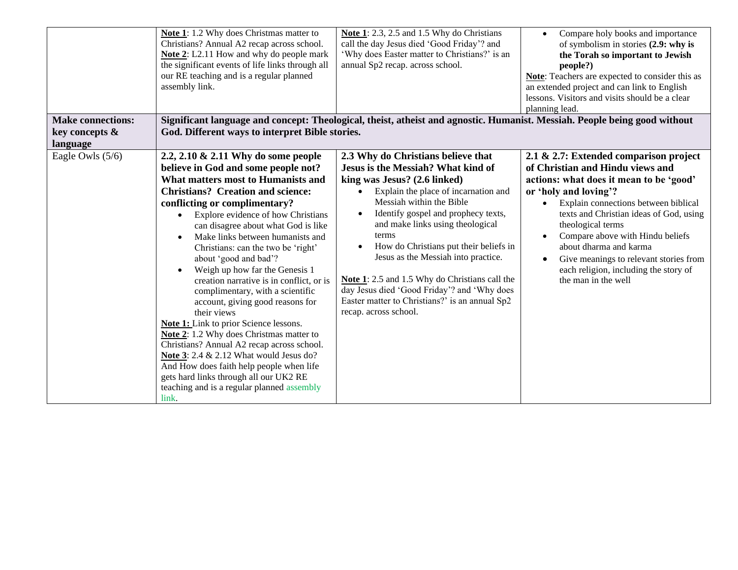| | | | |
|---|---|---|---|
| | **Note 1**: 1.2 Why does Christmas matter to Christians? Annual A2 recap across school.<br>**Note 2**: L2.11 How and why do people mark the significant events of life links through all our RE teaching and is a regular planned assembly link. | **Note 1**: 2.3, 2.5 and 1.5 Why do Christians call the day Jesus died 'Good Friday'? and 'Why does Easter matter to Christians?' is an annual Sp2 recap. across school. | • Compare holy books and importance of symbolism in stories **(2.9: why is the Torah so important to Jewish people?)**<br>**Note**: Teachers are expected to consider this as an extended project and can link to English lessons. Visitors and visits should be a clear planning lead. |
| **Make connections: key concepts & language** | **Significant language and concept: Theological, theist, atheist and agnostic. Humanist. Messiah. People being good without God. Different ways to interpret Bible stories.** | | |
| Eagle Owls (5/6) | **2.2, 2.10 & 2.11 Why do some people believe in God and some people not? What matters most to Humanists and Christians? Creation and science: conflicting or complimentary?**<br>• Explore evidence of how Christians can disagree about what God is like<br>• Make links between humanists and Christians: can the two be 'right' about 'good and bad'?<br>• Weigh up how far the Genesis 1 creation narrative is in conflict, or is complimentary, with a scientific account, giving good reasons for their views<br>**Note 1:** Link to prior Science lessons.<br>**Note 2**: 1.2 Why does Christmas matter to Christians? Annual A2 recap across school.<br>**Note 3**: 2.4 & 2.12 What would Jesus do? And How does faith help people when life gets hard links through all our UK2 RE teaching and is a regular planned assembly link. | **2.3 Why do Christians believe that Jesus is the Messiah? What kind of king was Jesus? (2.6 linked)**<br>• Explain the place of incarnation and Messiah within the Bible<br>• Identify gospel and prophecy texts, and make links using theological terms<br>• How do Christians put their beliefs in Jesus as the Messiah into practice.<br>**Note 1**: 2.5 and 1.5 Why do Christians call the day Jesus died 'Good Friday'? and 'Why does Easter matter to Christians?' is an annual Sp2 recap. across school. | **2.1 & 2.7: Extended comparison project of Christian and Hindu views and actions: what does it mean to be 'good' or 'holy and loving'?**<br>• Explain connections between biblical texts and Christian ideas of God, using theological terms<br>• Compare above with Hindu beliefs about dharma and karma<br>• Give meanings to relevant stories from each religion, including the story of the man in the well |